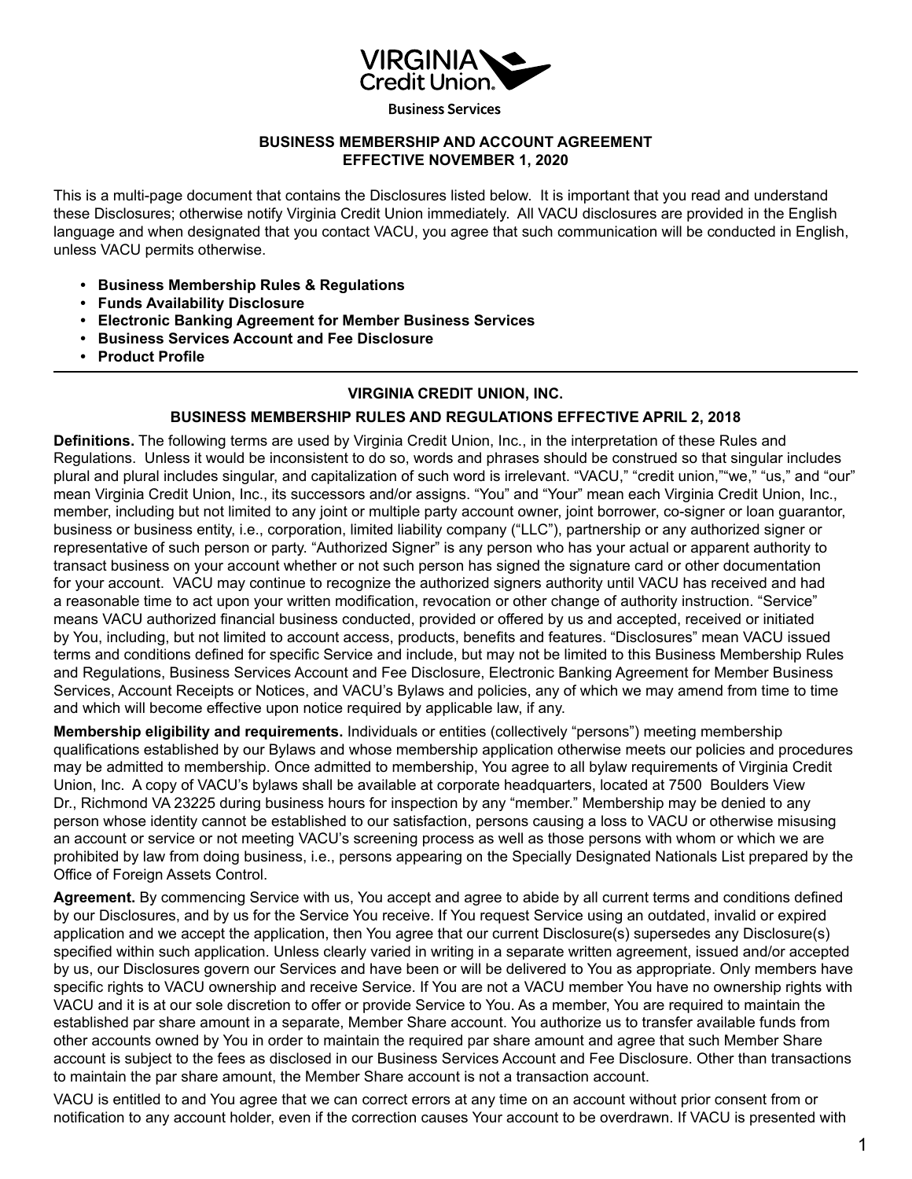VIRGINIA Credit Union.

Business Services

# BUSINESS MEMBERSHIP AND ACCOUNT AGREEMENT
# EFFECTIVE NOVEMBER 1, 2020

This is a multi-page document that contains the Disclosures listed below. It is important that you read and understand these Disclosures; otherwise notify Virginia Credit Union immediately. All VACU disclosures are provided in the English language and when designated that you contact VACU, you agree that such communication will be conducted in English, unless VACU permits otherwise.

- **Business Membership Rules & Regulations**
- **Funds Availability Disclosure**
- **Electronic Banking Agreement for Member Business Services**
- **Business Services Account and Fee Disclosure**
- **Product Profile**

---

## VIRGINIA CREDIT UNION, INC.

## BUSINESS MEMBERSHIP RULES AND REGULATIONS EFFECTIVE APRIL 2, 2018

**Definitions.** The following terms are used by Virginia Credit Union, Inc., in the interpretation of these Rules and Regulations. Unless it would be inconsistent to do so, words and phrases should be construed so that singular includes plural and plural includes singular, and capitalization of such word is irrelevant. "VACU," "credit union,""we," "us," and "our" mean Virginia Credit Union, Inc., its successors and/or assigns. "You" and "Your" mean each Virginia Credit Union, Inc., member, including but not limited to any joint or multiple party account owner, joint borrower, co-signer or loan guarantor, business or business entity, i.e., corporation, limited liability company ("LLC"), partnership or any authorized signer or representative of such person or party. "Authorized Signer" is any person who has your actual or apparent authority to transact business on your account whether or not such person has signed the signature card or other documentation for your account. VACU may continue to recognize the authorized signers authority until VACU has received and had a reasonable time to act upon your written modification, revocation or other change of authority instruction. "Service" means VACU authorized financial business conducted, provided or offered by us and accepted, received or initiated by You, including, but not limited to account access, products, benefits and features. "Disclosures" mean VACU issued terms and conditions defined for specific Service and include, but may not be limited to this Business Membership Rules and Regulations, Business Services Account and Fee Disclosure, Electronic Banking Agreement for Member Business Services, Account Receipts or Notices, and VACU's Bylaws and policies, any of which we may amend from time to time and which will become effective upon notice required by applicable law, if any.

**Membership eligibility and requirements.** Individuals or entities (collectively "persons") meeting membership qualifications established by our Bylaws and whose membership application otherwise meets our policies and procedures may be admitted to membership. Once admitted to membership, You agree to all bylaw requirements of Virginia Credit Union, Inc. A copy of VACU's bylaws shall be available at corporate headquarters, located at 7500 Boulders View Dr., Richmond VA 23225 during business hours for inspection by any "member." Membership may be denied to any person whose identity cannot be established to our satisfaction, persons causing a loss to VACU or otherwise misusing an account or service or not meeting VACU's screening process as well as those persons with whom or which we are prohibited by law from doing business, i.e., persons appearing on the Specially Designated Nationals List prepared by the Office of Foreign Assets Control.

**Agreement.** By commencing Service with us, You accept and agree to abide by all current terms and conditions defined by our Disclosures, and by us for the Service You receive. If You request Service using an outdated, invalid or expired application and we accept the application, then You agree that our current Disclosure(s) supersedes any Disclosure(s) specified within such application. Unless clearly varied in writing in a separate written agreement, issued and/or accepted by us, our Disclosures govern our Services and have been or will be delivered to You as appropriate. Only members have specific rights to VACU ownership and receive Service. If You are not a VACU member You have no ownership rights with VACU and it is at our sole discretion to offer or provide Service to You. As a member, You are required to maintain the established par share amount in a separate, Member Share account. You authorize us to transfer available funds from other accounts owned by You in order to maintain the required par share amount and agree that such Member Share account is subject to the fees as disclosed in our Business Services Account and Fee Disclosure. Other than transactions to maintain the par share amount, the Member Share account is not a transaction account.

VACU is entitled to and You agree that we can correct errors at any time on an account without prior consent from or notification to any account holder, even if the correction causes Your account to be overdrawn. If VACU is presented with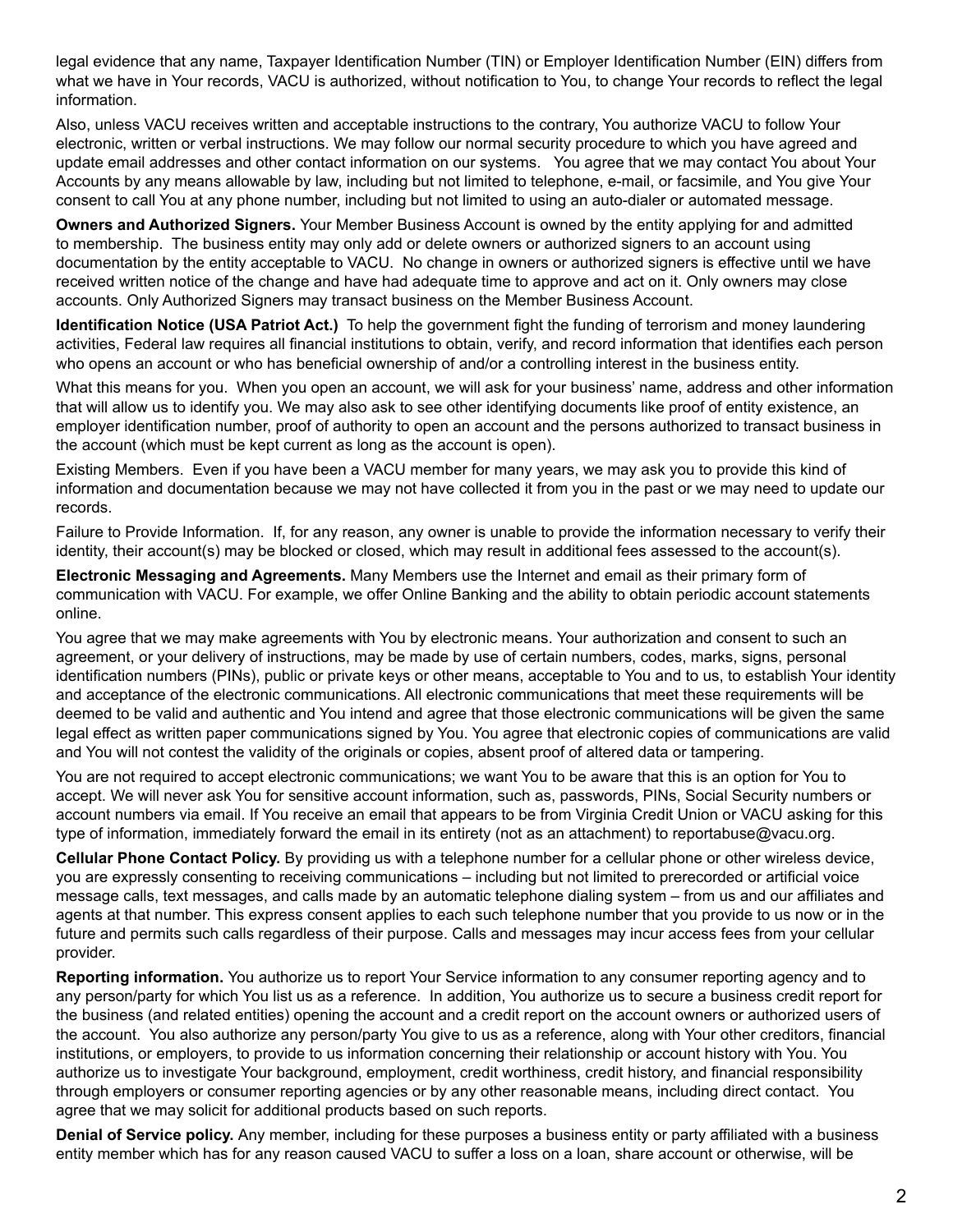legal evidence that any name, Taxpayer Identification Number (TIN) or Employer Identification Number (EIN) differs from what we have in Your records, VACU is authorized, without notification to You, to change Your records to reflect the legal information.

Also, unless VACU receives written and acceptable instructions to the contrary, You authorize VACU to follow Your electronic, written or verbal instructions. We may follow our normal security procedure to which you have agreed and update email addresses and other contact information on our systems. You agree that we may contact You about Your Accounts by any means allowable by law, including but not limited to telephone, e-mail, or facsimile, and You give Your consent to call You at any phone number, including but not limited to using an auto-dialer or automated message.

**Owners and Authorized Signers.** Your Member Business Account is owned by the entity applying for and admitted to membership. The business entity may only add or delete owners or authorized signers to an account using documentation by the entity acceptable to VACU. No change in owners or authorized signers is effective until we have received written notice of the change and have had adequate time to approve and act on it. Only owners may close accounts. Only Authorized Signers may transact business on the Member Business Account.

**Identification Notice (USA Patriot Act.)** To help the government fight the funding of terrorism and money laundering activities, Federal law requires all financial institutions to obtain, verify, and record information that identifies each person who opens an account or who has beneficial ownership of and/or a controlling interest in the business entity.

What this means for you. When you open an account, we will ask for your business' name, address and other information that will allow us to identify you. We may also ask to see other identifying documents like proof of entity existence, an employer identification number, proof of authority to open an account and the persons authorized to transact business in the account (which must be kept current as long as the account is open).

Existing Members. Even if you have been a VACU member for many years, we may ask you to provide this kind of information and documentation because we may not have collected it from you in the past or we may need to update our records.

Failure to Provide Information. If, for any reason, any owner is unable to provide the information necessary to verify their identity, their account(s) may be blocked or closed, which may result in additional fees assessed to the account(s).

**Electronic Messaging and Agreements.** Many Members use the Internet and email as their primary form of communication with VACU. For example, we offer Online Banking and the ability to obtain periodic account statements online.

You agree that we may make agreements with You by electronic means. Your authorization and consent to such an agreement, or your delivery of instructions, may be made by use of certain numbers, codes, marks, signs, personal identification numbers (PINs), public or private keys or other means, acceptable to You and to us, to establish Your identity and acceptance of the electronic communications. All electronic communications that meet these requirements will be deemed to be valid and authentic and You intend and agree that those electronic communications will be given the same legal effect as written paper communications signed by You. You agree that electronic copies of communications are valid and You will not contest the validity of the originals or copies, absent proof of altered data or tampering.

You are not required to accept electronic communications; we want You to be aware that this is an option for You to accept. We will never ask You for sensitive account information, such as, passwords, PINs, Social Security numbers or account numbers via email. If You receive an email that appears to be from Virginia Credit Union or VACU asking for this type of information, immediately forward the email in its entirety (not as an attachment) to reportabuse@vacu.org.

**Cellular Phone Contact Policy.** By providing us with a telephone number for a cellular phone or other wireless device, you are expressly consenting to receiving communications – including but not limited to prerecorded or artificial voice message calls, text messages, and calls made by an automatic telephone dialing system – from us and our affiliates and agents at that number. This express consent applies to each such telephone number that you provide to us now or in the future and permits such calls regardless of their purpose. Calls and messages may incur access fees from your cellular provider.

**Reporting information.** You authorize us to report Your Service information to any consumer reporting agency and to any person/party for which You list us as a reference. In addition, You authorize us to secure a business credit report for the business (and related entities) opening the account and a credit report on the account owners or authorized users of the account. You also authorize any person/party You give to us as a reference, along with Your other creditors, financial institutions, or employers, to provide to us information concerning their relationship or account history with You. You authorize us to investigate Your background, employment, credit worthiness, credit history, and financial responsibility through employers or consumer reporting agencies or by any other reasonable means, including direct contact. You agree that we may solicit for additional products based on such reports.

**Denial of Service policy.** Any member, including for these purposes a business entity or party affiliated with a business entity member which has for any reason caused VACU to suffer a loss on a loan, share account or otherwise, will be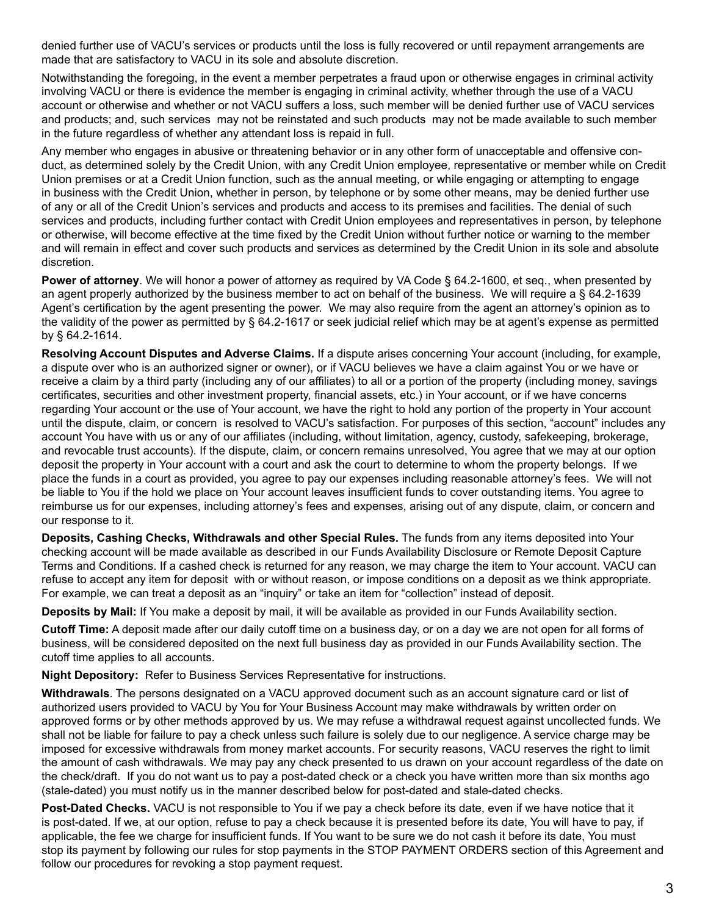denied further use of VACU's services or products until the loss is fully recovered or until repayment arrangements are made that are satisfactory to VACU in its sole and absolute discretion.

Notwithstanding the foregoing, in the event a member perpetrates a fraud upon or otherwise engages in criminal activity involving VACU or there is evidence the member is engaging in criminal activity, whether through the use of a VACU account or otherwise and whether or not VACU suffers a loss, such member will be denied further use of VACU services and products; and, such services may not be reinstated and such products may not be made available to such member in the future regardless of whether any attendant loss is repaid in full.

Any member who engages in abusive or threatening behavior or in any other form of unacceptable and offensive conduct, as determined solely by the Credit Union, with any Credit Union employee, representative or member while on Credit Union premises or at a Credit Union function, such as the annual meeting, or while engaging or attempting to engage in business with the Credit Union, whether in person, by telephone or by some other means, may be denied further use of any or all of the Credit Union's services and products and access to its premises and facilities. The denial of such services and products, including further contact with Credit Union employees and representatives in person, by telephone or otherwise, will become effective at the time fixed by the Credit Union without further notice or warning to the member and will remain in effect and cover such products and services as determined by the Credit Union in its sole and absolute discretion.

**Power of attorney**. We will honor a power of attorney as required by VA Code § 64.2-1600, et seq., when presented by an agent properly authorized by the business member to act on behalf of the business. We will require a § 64.2-1639 Agent's certification by the agent presenting the power. We may also require from the agent an attorney's opinion as to the validity of the power as permitted by § 64.2-1617 or seek judicial relief which may be at agent's expense as permitted by § 64.2-1614.

**Resolving Account Disputes and Adverse Claims.** If a dispute arises concerning Your account (including, for example, a dispute over who is an authorized signer or owner), or if VACU believes we have a claim against You or we have or receive a claim by a third party (including any of our affiliates) to all or a portion of the property (including money, savings certificates, securities and other investment property, financial assets, etc.) in Your account, or if we have concerns regarding Your account or the use of Your account, we have the right to hold any portion of the property in Your account until the dispute, claim, or concern is resolved to VACU's satisfaction. For purposes of this section, "account" includes any account You have with us or any of our affiliates (including, without limitation, agency, custody, safekeeping, brokerage, and revocable trust accounts). If the dispute, claim, or concern remains unresolved, You agree that we may at our option deposit the property in Your account with a court and ask the court to determine to whom the property belongs. If we place the funds in a court as provided, you agree to pay our expenses including reasonable attorney's fees. We will not be liable to You if the hold we place on Your account leaves insufficient funds to cover outstanding items. You agree to reimburse us for our expenses, including attorney's fees and expenses, arising out of any dispute, claim, or concern and our response to it.

**Deposits, Cashing Checks, Withdrawals and other Special Rules.** The funds from any items deposited into Your checking account will be made available as described in our Funds Availability Disclosure or Remote Deposit Capture Terms and Conditions. If a cashed check is returned for any reason, we may charge the item to Your account. VACU can refuse to accept any item for deposit with or without reason, or impose conditions on a deposit as we think appropriate. For example, we can treat a deposit as an "inquiry" or take an item for "collection" instead of deposit.

**Deposits by Mail:** If You make a deposit by mail, it will be available as provided in our Funds Availability section.

**Cutoff Time:** A deposit made after our daily cutoff time on a business day, or on a day we are not open for all forms of business, will be considered deposited on the next full business day as provided in our Funds Availability section. The cutoff time applies to all accounts.

**Night Depository:** Refer to Business Services Representative for instructions.

**Withdrawals**. The persons designated on a VACU approved document such as an account signature card or list of authorized users provided to VACU by You for Your Business Account may make withdrawals by written order on approved forms or by other methods approved by us. We may refuse a withdrawal request against uncollected funds. We shall not be liable for failure to pay a check unless such failure is solely due to our negligence. A service charge may be imposed for excessive withdrawals from money market accounts. For security reasons, VACU reserves the right to limit the amount of cash withdrawals. We may pay any check presented to us drawn on your account regardless of the date on the check/draft. If you do not want us to pay a post-dated check or a check you have written more than six months ago (stale-dated) you must notify us in the manner described below for post-dated and stale-dated checks.

**Post-Dated Checks.** VACU is not responsible to You if we pay a check before its date, even if we have notice that it is post-dated. If we, at our option, refuse to pay a check because it is presented before its date, You will have to pay, if applicable, the fee we charge for insufficient funds. If You want to be sure we do not cash it before its date, You must stop its payment by following our rules for stop payments in the STOP PAYMENT ORDERS section of this Agreement and follow our procedures for revoking a stop payment request.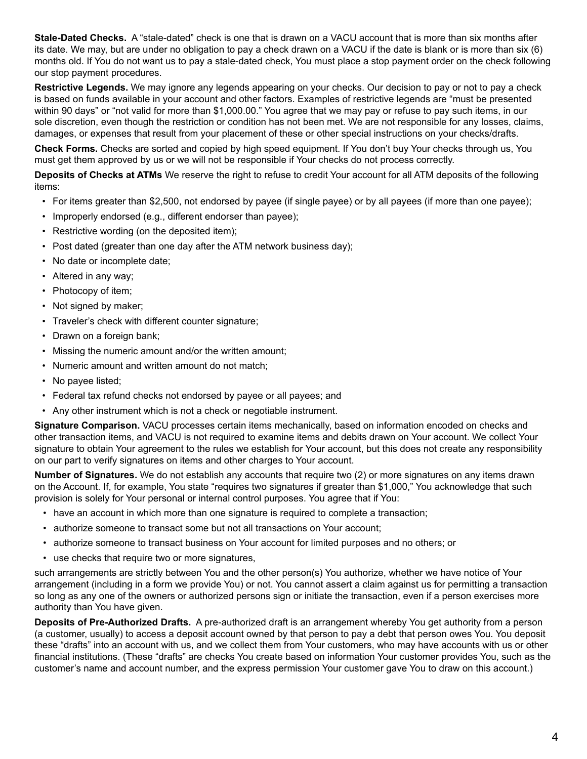**Stale-Dated Checks.** A "stale-dated" check is one that is drawn on a VACU account that is more than six months after its date. We may, but are under no obligation to pay a check drawn on a VACU if the date is blank or is more than six (6) months old. If You do not want us to pay a stale-dated check, You must place a stop payment order on the check following our stop payment procedures.

**Restrictive Legends.** We may ignore any legends appearing on your checks. Our decision to pay or not to pay a check is based on funds available in your account and other factors. Examples of restrictive legends are "must be presented within 90 days" or "not valid for more than $1,000.00." You agree that we may pay or refuse to pay such items, in our sole discretion, even though the restriction or condition has not been met. We are not responsible for any losses, claims, damages, or expenses that result from your placement of these or other special instructions on your checks/drafts.

**Check Forms.** Checks are sorted and copied by high speed equipment. If You don't buy Your checks through us, You must get them approved by us or we will not be responsible if Your checks do not process correctly.

**Deposits of Checks at ATMs** We reserve the right to refuse to credit Your account for all ATM deposits of the following items:

- For items greater than $2,500, not endorsed by payee (if single payee) or by all payees (if more than one payee);
- Improperly endorsed (e.g., different endorser than payee);
- Restrictive wording (on the deposited item);
- Post dated (greater than one day after the ATM network business day);
- No date or incomplete date;
- Altered in any way;
- Photocopy of item;
- Not signed by maker;
- Traveler's check with different counter signature;
- Drawn on a foreign bank;
- Missing the numeric amount and/or the written amount;
- Numeric amount and written amount do not match;
- No payee listed;
- Federal tax refund checks not endorsed by payee or all payees; and
- Any other instrument which is not a check or negotiable instrument.

**Signature Comparison.** VACU processes certain items mechanically, based on information encoded on checks and other transaction items, and VACU is not required to examine items and debits drawn on Your account. We collect Your signature to obtain Your agreement to the rules we establish for Your account, but this does not create any responsibility on our part to verify signatures on items and other charges to Your account.

**Number of Signatures.** We do not establish any accounts that require two (2) or more signatures on any items drawn on the Account. If, for example, You state "requires two signatures if greater than $1,000," You acknowledge that such provision is solely for Your personal or internal control purposes. You agree that if You:

- have an account in which more than one signature is required to complete a transaction;
- authorize someone to transact some but not all transactions on Your account;
- authorize someone to transact business on Your account for limited purposes and no others; or
- use checks that require two or more signatures,

such arrangements are strictly between You and the other person(s) You authorize, whether we have notice of Your arrangement (including in a form we provide You) or not. You cannot assert a claim against us for permitting a transaction so long as any one of the owners or authorized persons sign or initiate the transaction, even if a person exercises more authority than You have given.

**Deposits of Pre-Authorized Drafts.** A pre-authorized draft is an arrangement whereby You get authority from a person (a customer, usually) to access a deposit account owned by that person to pay a debt that person owes You. You deposit these "drafts" into an account with us, and we collect them from Your customers, who may have accounts with us or other financial institutions. (These "drafts" are checks You create based on information Your customer provides You, such as the customer's name and account number, and the express permission Your customer gave You to draw on this account.)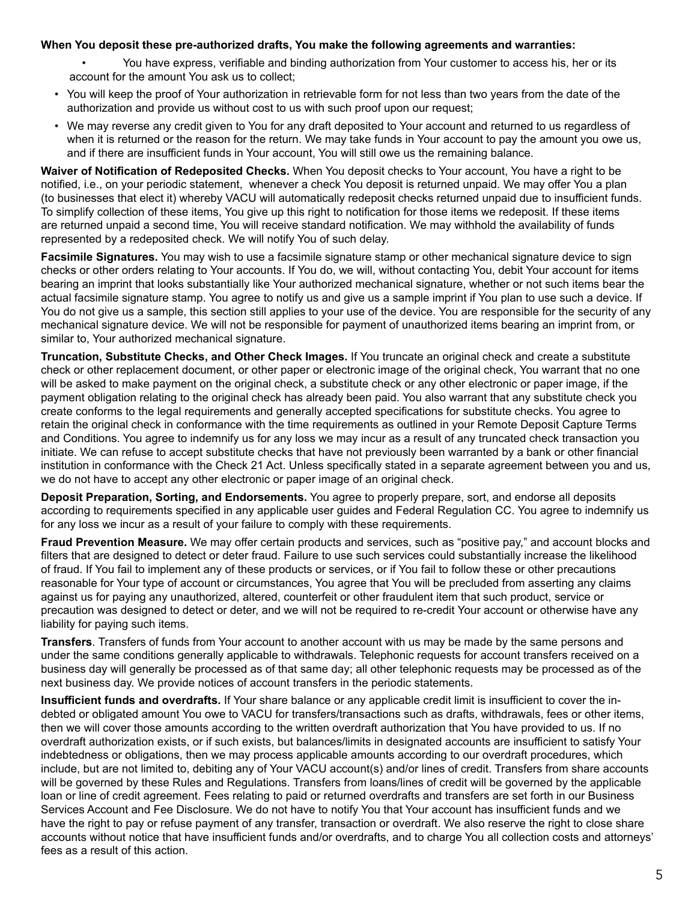**When You deposit these pre-authorized drafts, You make the following agreements and warranties:**

- You have express, verifiable and binding authorization from Your customer to access his, her or its account for the amount You ask us to collect;
- You will keep the proof of Your authorization in retrievable form for not less than two years from the date of the authorization and provide us without cost to us with such proof upon our request;
- We may reverse any credit given to You for any draft deposited to Your account and returned to us regardless of when it is returned or the reason for the return. We may take funds in Your account to pay the amount you owe us, and if there are insufficient funds in Your account, You will still owe us the remaining balance.

**Waiver of Notification of Redeposited Checks.** When You deposit checks to Your account, You have a right to be notified, i.e., on your periodic statement, whenever a check You deposit is returned unpaid. We may offer You a plan (to businesses that elect it) whereby VACU will automatically redeposit checks returned unpaid due to insufficient funds. To simplify collection of these items, You give up this right to notification for those items we redeposit. If these items are returned unpaid a second time, You will receive standard notification. We may withhold the availability of funds represented by a redeposited check. We will notify You of such delay.

**Facsimile Signatures.** You may wish to use a facsimile signature stamp or other mechanical signature device to sign checks or other orders relating to Your accounts. If You do, we will, without contacting You, debit Your account for items bearing an imprint that looks substantially like Your authorized mechanical signature, whether or not such items bear the actual facsimile signature stamp. You agree to notify us and give us a sample imprint if You plan to use such a device. If You do not give us a sample, this section still applies to your use of the device. You are responsible for the security of any mechanical signature device. We will not be responsible for payment of unauthorized items bearing an imprint from, or similar to, Your authorized mechanical signature.

**Truncation, Substitute Checks, and Other Check Images.** If You truncate an original check and create a substitute check or other replacement document, or other paper or electronic image of the original check, You warrant that no one will be asked to make payment on the original check, a substitute check or any other electronic or paper image, if the payment obligation relating to the original check has already been paid. You also warrant that any substitute check you create conforms to the legal requirements and generally accepted specifications for substitute checks. You agree to retain the original check in conformance with the time requirements as outlined in your Remote Deposit Capture Terms and Conditions. You agree to indemnify us for any loss we may incur as a result of any truncated check transaction you initiate. We can refuse to accept substitute checks that have not previously been warranted by a bank or other financial institution in conformance with the Check 21 Act. Unless specifically stated in a separate agreement between you and us, we do not have to accept any other electronic or paper image of an original check.

**Deposit Preparation, Sorting, and Endorsements.** You agree to properly prepare, sort, and endorse all deposits according to requirements specified in any applicable user guides and Federal Regulation CC. You agree to indemnify us for any loss we incur as a result of your failure to comply with these requirements.

**Fraud Prevention Measure.** We may offer certain products and services, such as "positive pay," and account blocks and filters that are designed to detect or deter fraud. Failure to use such services could substantially increase the likelihood of fraud. If You fail to implement any of these products or services, or if You fail to follow these or other precautions reasonable for Your type of account or circumstances, You agree that You will be precluded from asserting any claims against us for paying any unauthorized, altered, counterfeit or other fraudulent item that such product, service or precaution was designed to detect or deter, and we will not be required to re-credit Your account or otherwise have any liability for paying such items.

**Transfers**. Transfers of funds from Your account to another account with us may be made by the same persons and under the same conditions generally applicable to withdrawals. Telephonic requests for account transfers received on a business day will generally be processed as of that same day; all other telephonic requests may be processed as of the next business day. We provide notices of account transfers in the periodic statements.

**Insufficient funds and overdrafts.** If Your share balance or any applicable credit limit is insufficient to cover the in-debted or obligated amount You owe to VACU for transfers/transactions such as drafts, withdrawals, fees or other items, then we will cover those amounts according to the written overdraft authorization that You have provided to us. If no overdraft authorization exists, or if such exists, but balances/limits in designated accounts are insufficient to satisfy Your indebtedness or obligations, then we may process applicable amounts according to our overdraft procedures, which include, but are not limited to, debiting any of Your VACU account(s) and/or lines of credit. Transfers from share accounts will be governed by these Rules and Regulations. Transfers from loans/lines of credit will be governed by the applicable loan or line of credit agreement. Fees relating to paid or returned overdrafts and transfers are set forth in our Business Services Account and Fee Disclosure. We do not have to notify You that Your account has insufficient funds and we have the right to pay or refuse payment of any transfer, transaction or overdraft. We also reserve the right to close share accounts without notice that have insufficient funds and/or overdrafts, and to charge You all collection costs and attorneys' fees as a result of this action.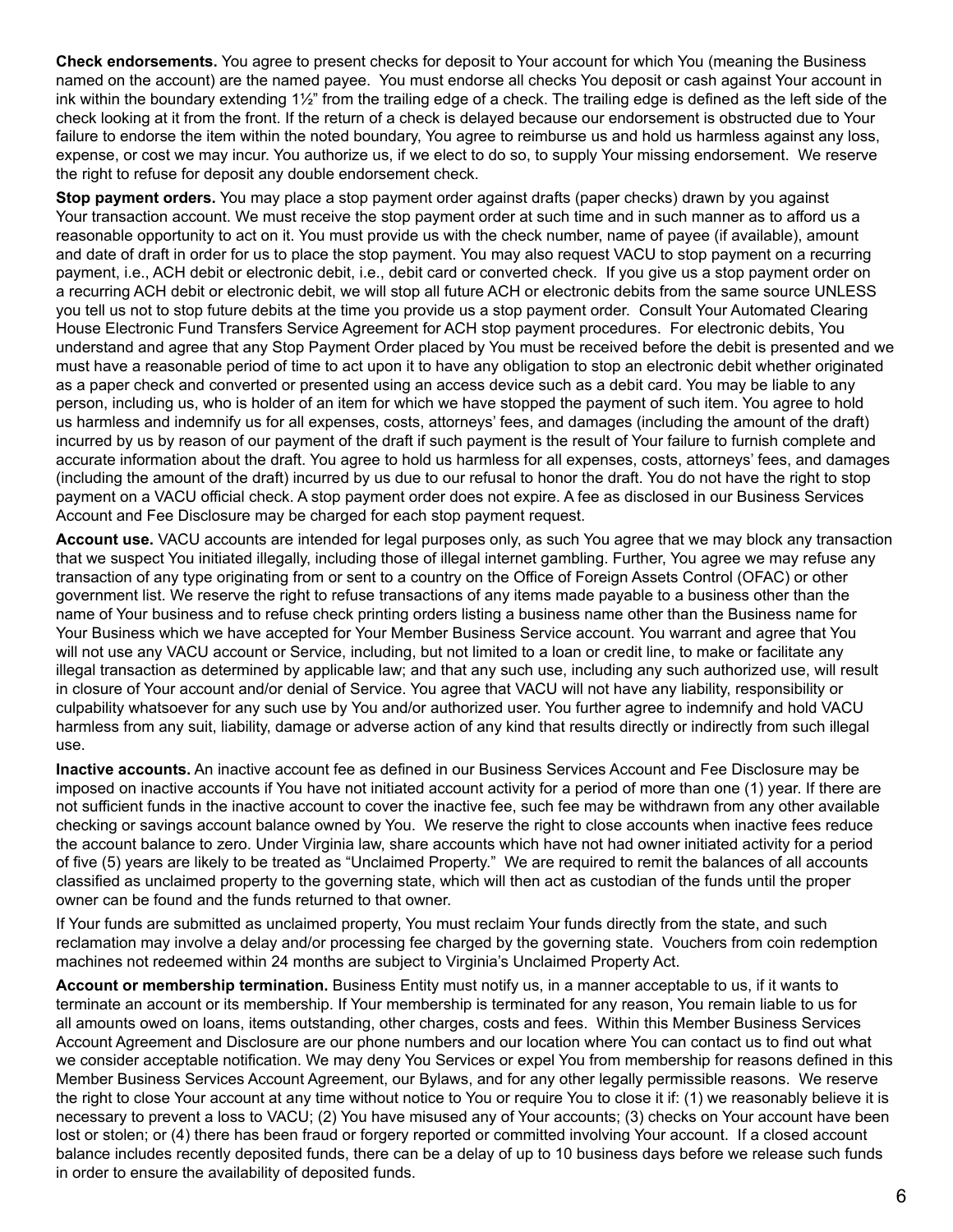**Check endorsements.** You agree to present checks for deposit to Your account for which You (meaning the Business named on the account) are the named payee. You must endorse all checks You deposit or cash against Your account in ink within the boundary extending 1½" from the trailing edge of a check. The trailing edge is defined as the left side of the check looking at it from the front. If the return of a check is delayed because our endorsement is obstructed due to Your failure to endorse the item within the noted boundary, You agree to reimburse us and hold us harmless against any loss, expense, or cost we may incur. You authorize us, if we elect to do so, to supply Your missing endorsement. We reserve the right to refuse for deposit any double endorsement check.

**Stop payment orders.** You may place a stop payment order against drafts (paper checks) drawn by you against Your transaction account. We must receive the stop payment order at such time and in such manner as to afford us a reasonable opportunity to act on it. You must provide us with the check number, name of payee (if available), amount and date of draft in order for us to place the stop payment. You may also request VACU to stop payment on a recurring payment, i.e., ACH debit or electronic debit, i.e., debit card or converted check. If you give us a stop payment order on a recurring ACH debit or electronic debit, we will stop all future ACH or electronic debits from the same source UNLESS you tell us not to stop future debits at the time you provide us a stop payment order. Consult Your Automated Clearing House Electronic Fund Transfers Service Agreement for ACH stop payment procedures. For electronic debits, You understand and agree that any Stop Payment Order placed by You must be received before the debit is presented and we must have a reasonable period of time to act upon it to have any obligation to stop an electronic debit whether originated as a paper check and converted or presented using an access device such as a debit card. You may be liable to any person, including us, who is holder of an item for which we have stopped the payment of such item. You agree to hold us harmless and indemnify us for all expenses, costs, attorneys' fees, and damages (including the amount of the draft) incurred by us by reason of our payment of the draft if such payment is the result of Your failure to furnish complete and accurate information about the draft. You agree to hold us harmless for all expenses, costs, attorneys' fees, and damages (including the amount of the draft) incurred by us due to our refusal to honor the draft. You do not have the right to stop payment on a VACU official check. A stop payment order does not expire. A fee as disclosed in our Business Services Account and Fee Disclosure may be charged for each stop payment request.

**Account use.** VACU accounts are intended for legal purposes only, as such You agree that we may block any transaction that we suspect You initiated illegally, including those of illegal internet gambling. Further, You agree we may refuse any transaction of any type originating from or sent to a country on the Office of Foreign Assets Control (OFAC) or other government list. We reserve the right to refuse transactions of any items made payable to a business other than the name of Your business and to refuse check printing orders listing a business name other than the Business name for Your Business which we have accepted for Your Member Business Service account. You warrant and agree that You will not use any VACU account or Service, including, but not limited to a loan or credit line, to make or facilitate any illegal transaction as determined by applicable law; and that any such use, including any such authorized use, will result in closure of Your account and/or denial of Service. You agree that VACU will not have any liability, responsibility or culpability whatsoever for any such use by You and/or authorized user. You further agree to indemnify and hold VACU harmless from any suit, liability, damage or adverse action of any kind that results directly or indirectly from such illegal use.

**Inactive accounts.** An inactive account fee as defined in our Business Services Account and Fee Disclosure may be imposed on inactive accounts if You have not initiated account activity for a period of more than one (1) year. If there are not sufficient funds in the inactive account to cover the inactive fee, such fee may be withdrawn from any other available checking or savings account balance owned by You. We reserve the right to close accounts when inactive fees reduce the account balance to zero. Under Virginia law, share accounts which have not had owner initiated activity for a period of five (5) years are likely to be treated as "Unclaimed Property." We are required to remit the balances of all accounts classified as unclaimed property to the governing state, which will then act as custodian of the funds until the proper owner can be found and the funds returned to that owner.

If Your funds are submitted as unclaimed property, You must reclaim Your funds directly from the state, and such reclamation may involve a delay and/or processing fee charged by the governing state. Vouchers from coin redemption machines not redeemed within 24 months are subject to Virginia's Unclaimed Property Act.

**Account or membership termination.** Business Entity must notify us, in a manner acceptable to us, if it wants to terminate an account or its membership. If Your membership is terminated for any reason, You remain liable to us for all amounts owed on loans, items outstanding, other charges, costs and fees. Within this Member Business Services Account Agreement and Disclosure are our phone numbers and our location where You can contact us to find out what we consider acceptable notification. We may deny You Services or expel You from membership for reasons defined in this Member Business Services Account Agreement, our Bylaws, and for any other legally permissible reasons. We reserve the right to close Your account at any time without notice to You or require You to close it if: (1) we reasonably believe it is necessary to prevent a loss to VACU; (2) You have misused any of Your accounts; (3) checks on Your account have been lost or stolen; or (4) there has been fraud or forgery reported or committed involving Your account. If a closed account balance includes recently deposited funds, there can be a delay of up to 10 business days before we release such funds in order to ensure the availability of deposited funds.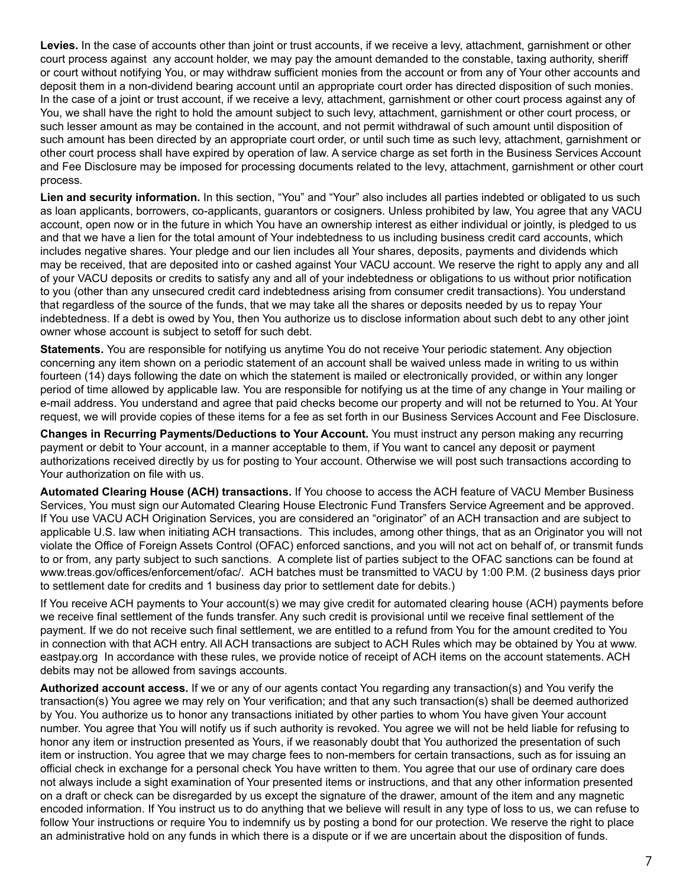**Levies.** In the case of accounts other than joint or trust accounts, if we receive a levy, attachment, garnishment or other court process against any account holder, we may pay the amount demanded to the constable, taxing authority, sheriff or court without notifying You, or may withdraw sufficient monies from the account or from any of Your other accounts and deposit them in a non-dividend bearing account until an appropriate court order has directed disposition of such monies. In the case of a joint or trust account, if we receive a levy, attachment, garnishment or other court process against any of You, we shall have the right to hold the amount subject to such levy, attachment, garnishment or other court process, or such lesser amount as may be contained in the account, and not permit withdrawal of such amount until disposition of such amount has been directed by an appropriate court order, or until such time as such levy, attachment, garnishment or other court process shall have expired by operation of law. A service charge as set forth in the Business Services Account and Fee Disclosure may be imposed for processing documents related to the levy, attachment, garnishment or other court process.

**Lien and security information.** In this section, "You" and "Your" also includes all parties indebted or obligated to us such as loan applicants, borrowers, co-applicants, guarantors or cosigners. Unless prohibited by law, You agree that any VACU account, open now or in the future in which You have an ownership interest as either individual or jointly, is pledged to us and that we have a lien for the total amount of Your indebtedness to us including business credit card accounts, which includes negative shares. Your pledge and our lien includes all Your shares, deposits, payments and dividends which may be received, that are deposited into or cashed against Your VACU account. We reserve the right to apply any and all of your VACU deposits or credits to satisfy any and all of your indebtedness or obligations to us without prior notification to you (other than any unsecured credit card indebtedness arising from consumer credit transactions). You understand that regardless of the source of the funds, that we may take all the shares or deposits needed by us to repay Your indebtedness. If a debt is owed by You, then You authorize us to disclose information about such debt to any other joint owner whose account is subject to setoff for such debt.

**Statements.** You are responsible for notifying us anytime You do not receive Your periodic statement. Any objection concerning any item shown on a periodic statement of an account shall be waived unless made in writing to us within fourteen (14) days following the date on which the statement is mailed or electronically provided, or within any longer period of time allowed by applicable law. You are responsible for notifying us at the time of any change in Your mailing or e-mail address. You understand and agree that paid checks become our property and will not be returned to You. At Your request, we will provide copies of these items for a fee as set forth in our Business Services Account and Fee Disclosure.

**Changes in Recurring Payments/Deductions to Your Account.** You must instruct any person making any recurring payment or debit to Your account, in a manner acceptable to them, if You want to cancel any deposit or payment authorizations received directly by us for posting to Your account. Otherwise we will post such transactions according to Your authorization on file with us.

**Automated Clearing House (ACH) transactions.** If You choose to access the ACH feature of VACU Member Business Services, You must sign our Automated Clearing House Electronic Fund Transfers Service Agreement and be approved. If You use VACU ACH Origination Services, you are considered an "originator" of an ACH transaction and are subject to applicable U.S. law when initiating ACH transactions. This includes, among other things, that as an Originator you will not violate the Office of Foreign Assets Control (OFAC) enforced sanctions, and you will not act on behalf of, or transmit funds to or from, any party subject to such sanctions. A complete list of parties subject to the OFAC sanctions can be found at www.treas.gov/offices/enforcement/ofac/. ACH batches must be transmitted to VACU by 1:00 P.M. (2 business days prior to settlement date for credits and 1 business day prior to settlement date for debits.)

If You receive ACH payments to Your account(s) we may give credit for automated clearing house (ACH) payments before we receive final settlement of the funds transfer. Any such credit is provisional until we receive final settlement of the payment. If we do not receive such final settlement, we are entitled to a refund from You for the amount credited to You in connection with that ACH entry. All ACH transactions are subject to ACH Rules which may be obtained by You at www.eastpay.org In accordance with these rules, we provide notice of receipt of ACH items on the account statements. ACH debits may not be allowed from savings accounts.

**Authorized account access.** If we or any of our agents contact You regarding any transaction(s) and You verify the transaction(s) You agree we may rely on Your verification; and that any such transaction(s) shall be deemed authorized by You. You authorize us to honor any transactions initiated by other parties to whom You have given Your account number. You agree that You will notify us if such authority is revoked. You agree we will not be held liable for refusing to honor any item or instruction presented as Yours, if we reasonably doubt that You authorized the presentation of such item or instruction. You agree that we may charge fees to non-members for certain transactions, such as for issuing an official check in exchange for a personal check You have written to them. You agree that our use of ordinary care does not always include a sight examination of Your presented items or instructions, and that any other information presented on a draft or check can be disregarded by us except the signature of the drawer, amount of the item and any magnetic encoded information. If You instruct us to do anything that we believe will result in any type of loss to us, we can refuse to follow Your instructions or require You to indemnify us by posting a bond for our protection. We reserve the right to place an administrative hold on any funds in which there is a dispute or if we are uncertain about the disposition of funds.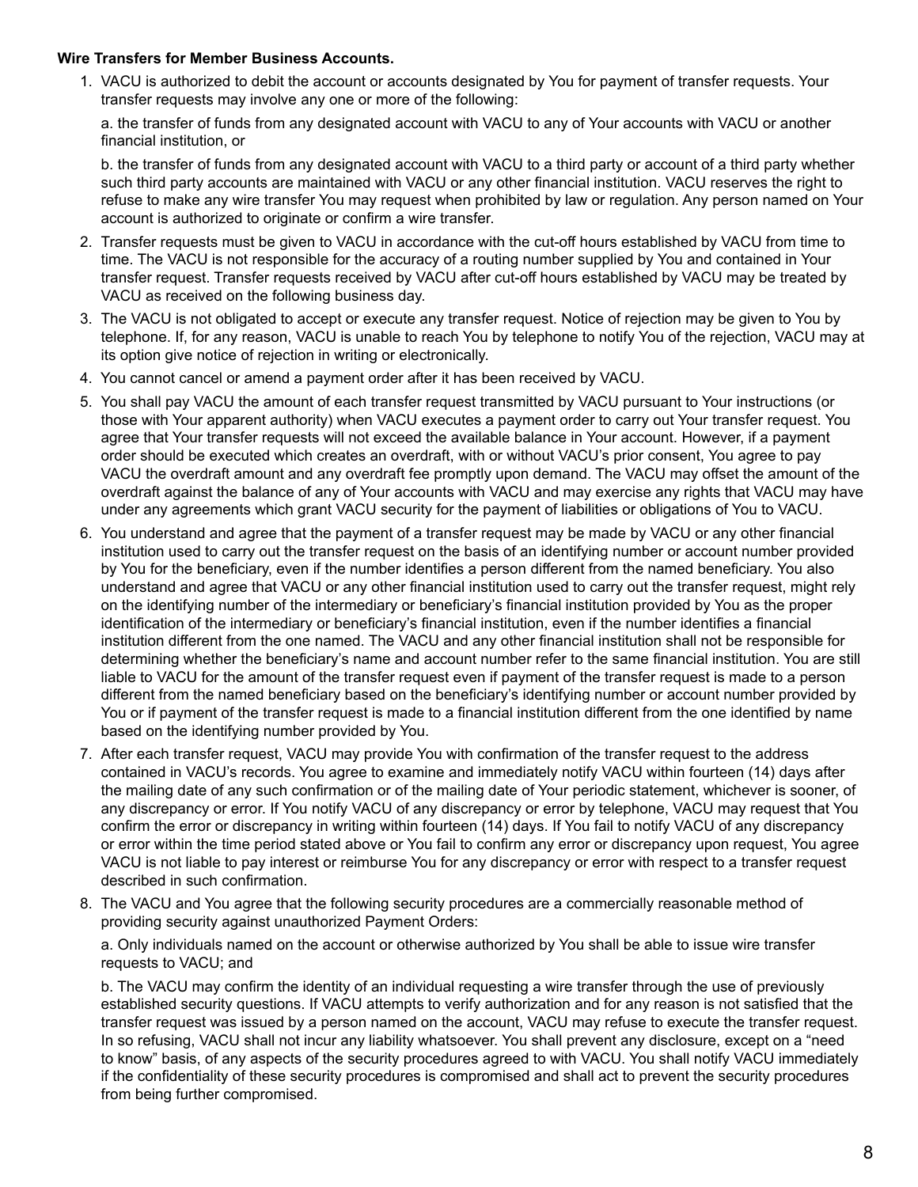**Wire Transfers for Member Business Accounts.**

1. VACU is authorized to debit the account or accounts designated by You for payment of transfer requests. Your transfer requests may involve any one or more of the following:

   a. the transfer of funds from any designated account with VACU to any of Your accounts with VACU or another financial institution, or

   b. the transfer of funds from any designated account with VACU to a third party or account of a third party whether such third party accounts are maintained with VACU or any other financial institution. VACU reserves the right to refuse to make any wire transfer You may request when prohibited by law or regulation. Any person named on Your account is authorized to originate or confirm a wire transfer.

2. Transfer requests must be given to VACU in accordance with the cut-off hours established by VACU from time to time. The VACU is not responsible for the accuracy of a routing number supplied by You and contained in Your transfer request. Transfer requests received by VACU after cut-off hours established by VACU may be treated by VACU as received on the following business day.
3. The VACU is not obligated to accept or execute any transfer request. Notice of rejection may be given to You by telephone. If, for any reason, VACU is unable to reach You by telephone to notify You of the rejection, VACU may at its option give notice of rejection in writing or electronically.
4. You cannot cancel or amend a payment order after it has been received by VACU.
5. You shall pay VACU the amount of each transfer request transmitted by VACU pursuant to Your instructions (or those with Your apparent authority) when VACU executes a payment order to carry out Your transfer request. You agree that Your transfer requests will not exceed the available balance in Your account. However, if a payment order should be executed which creates an overdraft, with or without VACU's prior consent, You agree to pay VACU the overdraft amount and any overdraft fee promptly upon demand. The VACU may offset the amount of the overdraft against the balance of any of Your accounts with VACU and may exercise any rights that VACU may have under any agreements which grant VACU security for the payment of liabilities or obligations of You to VACU.
6. You understand and agree that the payment of a transfer request may be made by VACU or any other financial institution used to carry out the transfer request on the basis of an identifying number or account number provided by You for the beneficiary, even if the number identifies a person different from the named beneficiary. You also understand and agree that VACU or any other financial institution used to carry out the transfer request, might rely on the identifying number of the intermediary or beneficiary's financial institution provided by You as the proper identification of the intermediary or beneficiary's financial institution, even if the number identifies a financial institution different from the one named. The VACU and any other financial institution shall not be responsible for determining whether the beneficiary's name and account number refer to the same financial institution. You are still liable to VACU for the amount of the transfer request even if payment of the transfer request is made to a person different from the named beneficiary based on the beneficiary's identifying number or account number provided by You or if payment of the transfer request is made to a financial institution different from the one identified by name based on the identifying number provided by You.
7. After each transfer request, VACU may provide You with confirmation of the transfer request to the address contained in VACU's records. You agree to examine and immediately notify VACU within fourteen (14) days after the mailing date of any such confirmation or of the mailing date of Your periodic statement, whichever is sooner, of any discrepancy or error. If You notify VACU of any discrepancy or error by telephone, VACU may request that You confirm the error or discrepancy in writing within fourteen (14) days. If You fail to notify VACU of any discrepancy or error within the time period stated above or You fail to confirm any error or discrepancy upon request, You agree VACU is not liable to pay interest or reimburse You for any discrepancy or error with respect to a transfer request described in such confirmation.
8. The VACU and You agree that the following security procedures are a commercially reasonable method of providing security against unauthorized Payment Orders:

   a. Only individuals named on the account or otherwise authorized by You shall be able to issue wire transfer requests to VACU; and

   b. The VACU may confirm the identity of an individual requesting a wire transfer through the use of previously established security questions. If VACU attempts to verify authorization and for any reason is not satisfied that the transfer request was issued by a person named on the account, VACU may refuse to execute the transfer request. In so refusing, VACU shall not incur any liability whatsoever. You shall prevent any disclosure, except on a "need to know" basis, of any aspects of the security procedures agreed to with VACU. You shall notify VACU immediately if the confidentiality of these security procedures is compromised and shall act to prevent the security procedures from being further compromised.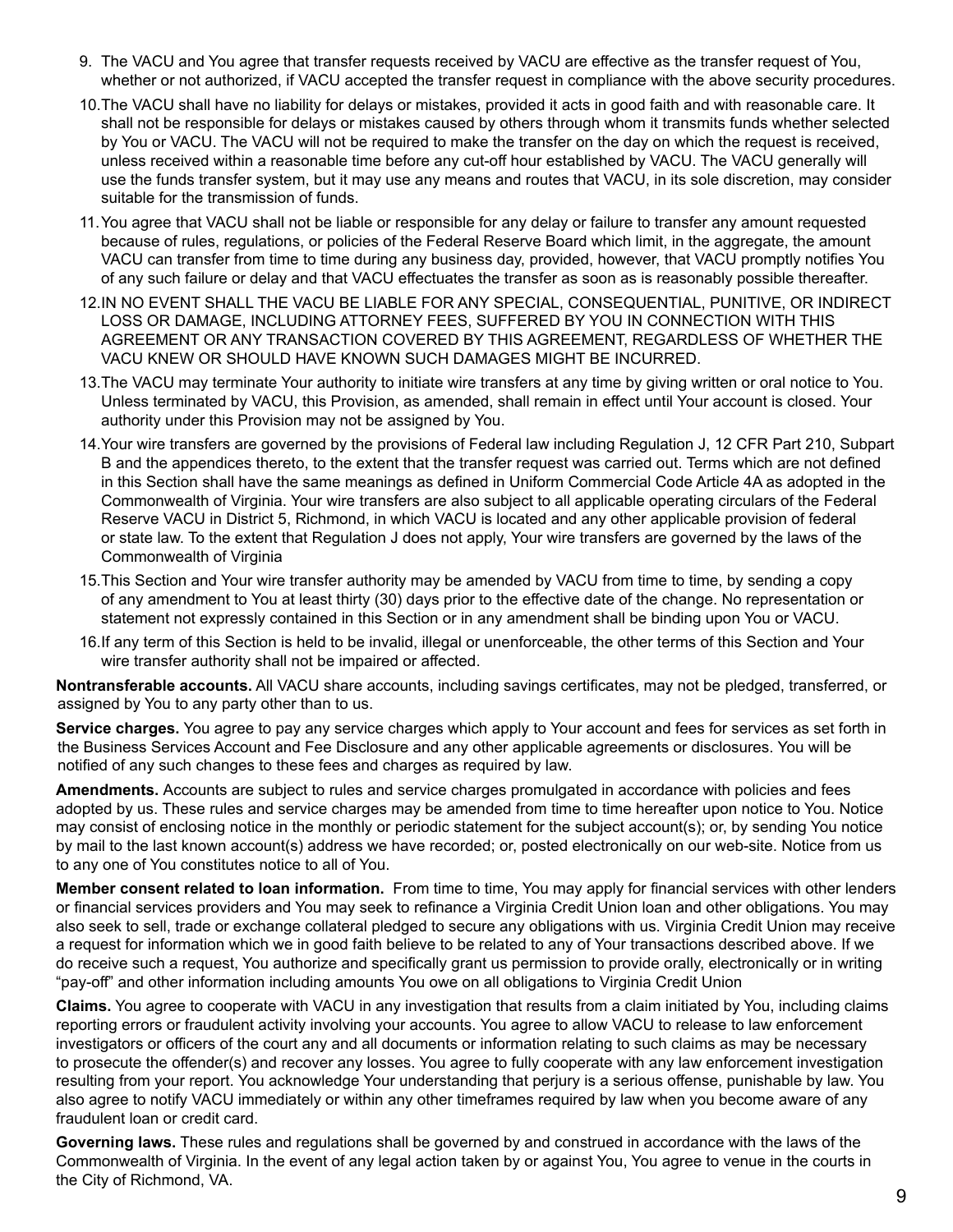9. The VACU and You agree that transfer requests received by VACU are effective as the transfer request of You, whether or not authorized, if VACU accepted the transfer request in compliance with the above security procedures.

10. The VACU shall have no liability for delays or mistakes, provided it acts in good faith and with reasonable care. It shall not be responsible for delays or mistakes caused by others through whom it transmits funds whether selected by You or VACU. The VACU will not be required to make the transfer on the day on which the request is received, unless received within a reasonable time before any cut-off hour established by VACU. The VACU generally will use the funds transfer system, but it may use any means and routes that VACU, in its sole discretion, may consider suitable for the transmission of funds.

11. You agree that VACU shall not be liable or responsible for any delay or failure to transfer any amount requested because of rules, regulations, or policies of the Federal Reserve Board which limit, in the aggregate, the amount VACU can transfer from time to time during any business day, provided, however, that VACU promptly notifies You of any such failure or delay and that VACU effectuates the transfer as soon as is reasonably possible thereafter.

12. IN NO EVENT SHALL THE VACU BE LIABLE FOR ANY SPECIAL, CONSEQUENTIAL, PUNITIVE, OR INDIRECT LOSS OR DAMAGE, INCLUDING ATTORNEY FEES, SUFFERED BY YOU IN CONNECTION WITH THIS AGREEMENT OR ANY TRANSACTION COVERED BY THIS AGREEMENT, REGARDLESS OF WHETHER THE VACU KNEW OR SHOULD HAVE KNOWN SUCH DAMAGES MIGHT BE INCURRED.

13. The VACU may terminate Your authority to initiate wire transfers at any time by giving written or oral notice to You. Unless terminated by VACU, this Provision, as amended, shall remain in effect until Your account is closed. Your authority under this Provision may not be assigned by You.

14. Your wire transfers are governed by the provisions of Federal law including Regulation J, 12 CFR Part 210, Subpart B and the appendices thereto, to the extent that the transfer request was carried out. Terms which are not defined in this Section shall have the same meanings as defined in Uniform Commercial Code Article 4A as adopted in the Commonwealth of Virginia. Your wire transfers are also subject to all applicable operating circulars of the Federal Reserve VACU in District 5, Richmond, in which VACU is located and any other applicable provision of federal or state law. To the extent that Regulation J does not apply, Your wire transfers are governed by the laws of the Commonwealth of Virginia

15. This Section and Your wire transfer authority may be amended by VACU from time to time, by sending a copy of any amendment to You at least thirty (30) days prior to the effective date of the change. No representation or statement not expressly contained in this Section or in any amendment shall be binding upon You or VACU.

16. If any term of this Section is held to be invalid, illegal or unenforceable, the other terms of this Section and Your wire transfer authority shall not be impaired or affected.

**Nontransferable accounts.** All VACU share accounts, including savings certificates, may not be pledged, transferred, or assigned by You to any party other than to us.

**Service charges.** You agree to pay any service charges which apply to Your account and fees for services as set forth in the Business Services Account and Fee Disclosure and any other applicable agreements or disclosures. You will be notified of any such changes to these fees and charges as required by law.

**Amendments.** Accounts are subject to rules and service charges promulgated in accordance with policies and fees adopted by us. These rules and service charges may be amended from time to time hereafter upon notice to You. Notice may consist of enclosing notice in the monthly or periodic statement for the subject account(s); or, by sending You notice by mail to the last known account(s) address we have recorded; or, posted electronically on our web-site. Notice from us to any one of You constitutes notice to all of You.

**Member consent related to loan information.** From time to time, You may apply for financial services with other lenders or financial services providers and You may seek to refinance a Virginia Credit Union loan and other obligations. You may also seek to sell, trade or exchange collateral pledged to secure any obligations with us. Virginia Credit Union may receive a request for information which we in good faith believe to be related to any of Your transactions described above. If we do receive such a request, You authorize and specifically grant us permission to provide orally, electronically or in writing "pay-off" and other information including amounts You owe on all obligations to Virginia Credit Union

**Claims.** You agree to cooperate with VACU in any investigation that results from a claim initiated by You, including claims reporting errors or fraudulent activity involving your accounts. You agree to allow VACU to release to law enforcement investigators or officers of the court any and all documents or information relating to such claims as may be necessary to prosecute the offender(s) and recover any losses. You agree to fully cooperate with any law enforcement investigation resulting from your report. You acknowledge Your understanding that perjury is a serious offense, punishable by law. You also agree to notify VACU immediately or within any other timeframes required by law when you become aware of any fraudulent loan or credit card.

**Governing laws.** These rules and regulations shall be governed by and construed in accordance with the laws of the Commonwealth of Virginia. In the event of any legal action taken by or against You, You agree to venue in the courts in the City of Richmond, VA.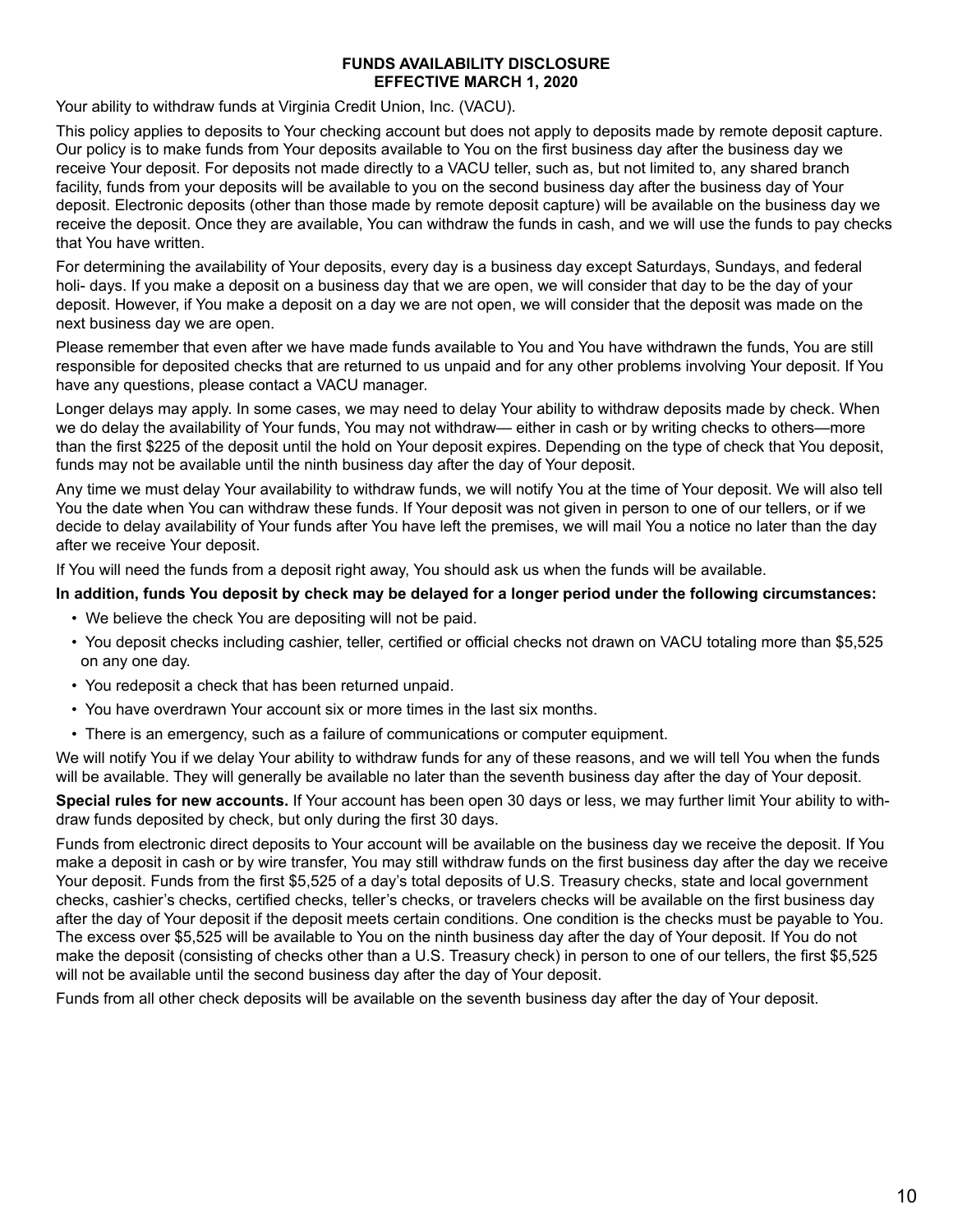# FUNDS AVAILABILITY DISCLOSURE
## EFFECTIVE MARCH 1, 2020

Your ability to withdraw funds at Virginia Credit Union, Inc. (VACU).

This policy applies to deposits to Your checking account but does not apply to deposits made by remote deposit capture. Our policy is to make funds from Your deposits available to You on the first business day after the business day we receive Your deposit. For deposits not made directly to a VACU teller, such as, but not limited to, any shared branch facility, funds from your deposits will be available to you on the second business day after the business day of Your deposit. Electronic deposits (other than those made by remote deposit capture) will be available on the business day we receive the deposit. Once they are available, You can withdraw the funds in cash, and we will use the funds to pay checks that You have written.

For determining the availability of Your deposits, every day is a business day except Saturdays, Sundays, and federal holi- days. If you make a deposit on a business day that we are open, we will consider that day to be the day of your deposit. However, if You make a deposit on a day we are not open, we will consider that the deposit was made on the next business day we are open.

Please remember that even after we have made funds available to You and You have withdrawn the funds, You are still responsible for deposited checks that are returned to us unpaid and for any other problems involving Your deposit. If You have any questions, please contact a VACU manager.

Longer delays may apply. In some cases, we may need to delay Your ability to withdraw deposits made by check. When we do delay the availability of Your funds, You may not withdraw— either in cash or by writing checks to others—more than the first $225 of the deposit until the hold on Your deposit expires. Depending on the type of check that You deposit, funds may not be available until the ninth business day after the day of Your deposit.

Any time we must delay Your availability to withdraw funds, we will notify You at the time of Your deposit. We will also tell You the date when You can withdraw these funds. If Your deposit was not given in person to one of our tellers, or if we decide to delay availability of Your funds after You have left the premises, we will mail You a notice no later than the day after we receive Your deposit.

If You will need the funds from a deposit right away, You should ask us when the funds will be available.

**In addition, funds You deposit by check may be delayed for a longer period under the following circumstances:**

- We believe the check You are depositing will not be paid.
- You deposit checks including cashier, teller, certified or official checks not drawn on VACU totaling more than $5,525 on any one day.
- You redeposit a check that has been returned unpaid.
- You have overdrawn Your account six or more times in the last six months.
- There is an emergency, such as a failure of communications or computer equipment.

We will notify You if we delay Your ability to withdraw funds for any of these reasons, and we will tell You when the funds will be available. They will generally be available no later than the seventh business day after the day of Your deposit.

**Special rules for new accounts.** If Your account has been open 30 days or less, we may further limit Your ability to with- draw funds deposited by check, but only during the first 30 days.

Funds from electronic direct deposits to Your account will be available on the business day we receive the deposit. If You make a deposit in cash or by wire transfer, You may still withdraw funds on the first business day after the day we receive Your deposit. Funds from the first $5,525 of a day's total deposits of U.S. Treasury checks, state and local government checks, cashier's checks, certified checks, teller's checks, or travelers checks will be available on the first business day after the day of Your deposit if the deposit meets certain conditions. One condition is the checks must be payable to You. The excess over $5,525 will be available to You on the ninth business day after the day of Your deposit. If You do not make the deposit (consisting of checks other than a U.S. Treasury check) in person to one of our tellers, the first $5,525 will not be available until the second business day after the day of Your deposit.

Funds from all other check deposits will be available on the seventh business day after the day of Your deposit.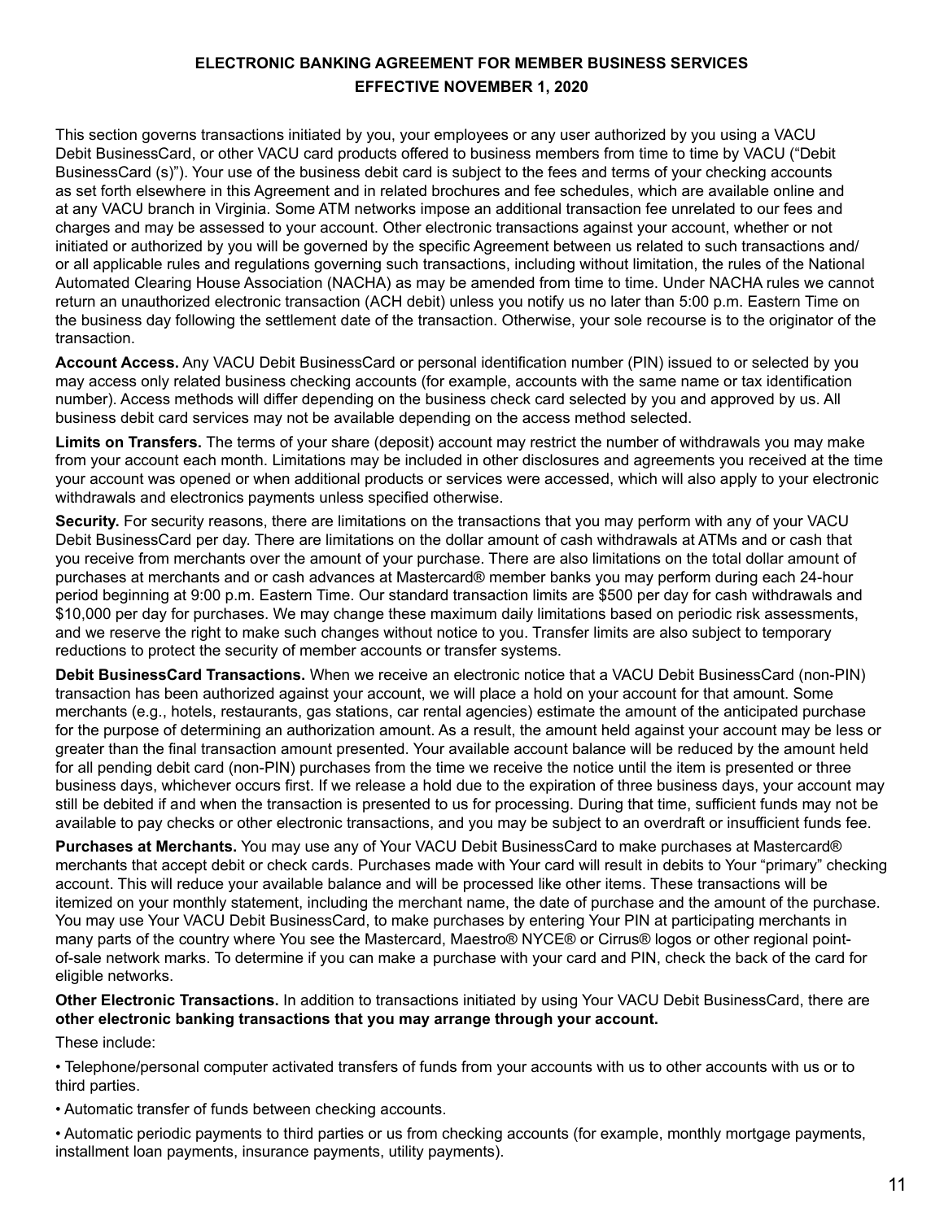# ELECTRONIC BANKING AGREEMENT FOR MEMBER BUSINESS SERVICES

## EFFECTIVE NOVEMBER 1, 2020

This section governs transactions initiated by you, your employees or any user authorized by you using a VACU Debit BusinessCard, or other VACU card products offered to business members from time to time by VACU ("Debit BusinessCard (s)"). Your use of the business debit card is subject to the fees and terms of your checking accounts as set forth elsewhere in this Agreement and in related brochures and fee schedules, which are available online and at any VACU branch in Virginia. Some ATM networks impose an additional transaction fee unrelated to our fees and charges and may be assessed to your account. Other electronic transactions against your account, whether or not initiated or authorized by you will be governed by the specific Agreement between us related to such transactions and/or all applicable rules and regulations governing such transactions, including without limitation, the rules of the National Automated Clearing House Association (NACHA) as may be amended from time to time. Under NACHA rules we cannot return an unauthorized electronic transaction (ACH debit) unless you notify us no later than 5:00 p.m. Eastern Time on the business day following the settlement date of the transaction. Otherwise, your sole recourse is to the originator of the transaction.

**Account Access.** Any VACU Debit BusinessCard or personal identification number (PIN) issued to or selected by you may access only related business checking accounts (for example, accounts with the same name or tax identification number). Access methods will differ depending on the business check card selected by you and approved by us. All business debit card services may not be available depending on the access method selected.

**Limits on Transfers.** The terms of your share (deposit) account may restrict the number of withdrawals you may make from your account each month. Limitations may be included in other disclosures and agreements you received at the time your account was opened or when additional products or services were accessed, which will also apply to your electronic withdrawals and electronics payments unless specified otherwise.

**Security.** For security reasons, there are limitations on the transactions that you may perform with any of your VACU Debit BusinessCard per day. There are limitations on the dollar amount of cash withdrawals at ATMs and or cash that you receive from merchants over the amount of your purchase. There are also limitations on the total dollar amount of purchases at merchants and or cash advances at Mastercard® member banks you may perform during each 24-hour period beginning at 9:00 p.m. Eastern Time. Our standard transaction limits are $500 per day for cash withdrawals and $10,000 per day for purchases. We may change these maximum daily limitations based on periodic risk assessments, and we reserve the right to make such changes without notice to you. Transfer limits are also subject to temporary reductions to protect the security of member accounts or transfer systems.

**Debit BusinessCard Transactions.** When we receive an electronic notice that a VACU Debit BusinessCard (non-PIN) transaction has been authorized against your account, we will place a hold on your account for that amount. Some merchants (e.g., hotels, restaurants, gas stations, car rental agencies) estimate the amount of the anticipated purchase for the purpose of determining an authorization amount. As a result, the amount held against your account may be less or greater than the final transaction amount presented. Your available account balance will be reduced by the amount held for all pending debit card (non-PIN) purchases from the time we receive the notice until the item is presented or three business days, whichever occurs first. If we release a hold due to the expiration of three business days, your account may still be debited if and when the transaction is presented to us for processing. During that time, sufficient funds may not be available to pay checks or other electronic transactions, and you may be subject to an overdraft or insufficient funds fee.

**Purchases at Merchants.** You may use any of Your VACU Debit BusinessCard to make purchases at Mastercard® merchants that accept debit or check cards. Purchases made with Your card will result in debits to Your "primary" checking account. This will reduce your available balance and will be processed like other items. These transactions will be itemized on your monthly statement, including the merchant name, the date of purchase and the amount of the purchase. You may use Your VACU Debit BusinessCard, to make purchases by entering Your PIN at participating merchants in many parts of the country where You see the Mastercard, Maestro® NYCE® or Cirrus® logos or other regional point-of-sale network marks. To determine if you can make a purchase with your card and PIN, check the back of the card for eligible networks.

**Other Electronic Transactions.** In addition to transactions initiated by using Your VACU Debit BusinessCard, there are **other electronic banking transactions that you may arrange through your account.**

These include:

- Telephone/personal computer activated transfers of funds from your accounts with us to other accounts with us or to third parties.
- Automatic transfer of funds between checking accounts.
- Automatic periodic payments to third parties or us from checking accounts (for example, monthly mortgage payments, installment loan payments, insurance payments, utility payments).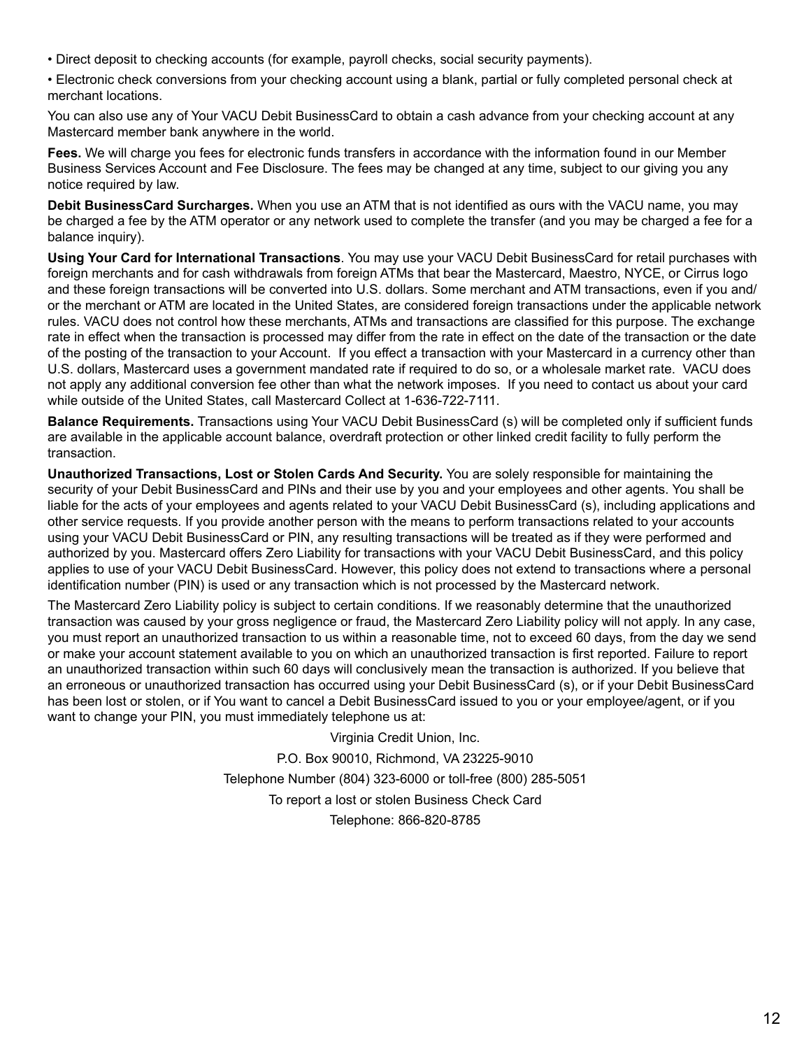- Direct deposit to checking accounts (for example, payroll checks, social security payments).
- Electronic check conversions from your checking account using a blank, partial or fully completed personal check at merchant locations.

You can also use any of Your VACU Debit BusinessCard to obtain a cash advance from your checking account at any Mastercard member bank anywhere in the world.

**Fees.** We will charge you fees for electronic funds transfers in accordance with the information found in our Member Business Services Account and Fee Disclosure. The fees may be changed at any time, subject to our giving you any notice required by law.

**Debit BusinessCard Surcharges.** When you use an ATM that is not identified as ours with the VACU name, you may be charged a fee by the ATM operator or any network used to complete the transfer (and you may be charged a fee for a balance inquiry).

**Using Your Card for International Transactions**. You may use your VACU Debit BusinessCard for retail purchases with foreign merchants and for cash withdrawals from foreign ATMs that bear the Mastercard, Maestro, NYCE, or Cirrus logo and these foreign transactions will be converted into U.S. dollars. Some merchant and ATM transactions, even if you and/or the merchant or ATM are located in the United States, are considered foreign transactions under the applicable network rules. VACU does not control how these merchants, ATMs and transactions are classified for this purpose. The exchange rate in effect when the transaction is processed may differ from the rate in effect on the date of the transaction or the date of the posting of the transaction to your Account. If you effect a transaction with your Mastercard in a currency other than U.S. dollars, Mastercard uses a government mandated rate if required to do so, or a wholesale market rate. VACU does not apply any additional conversion fee other than what the network imposes. If you need to contact us about your card while outside of the United States, call Mastercard Collect at 1-636-722-7111.

**Balance Requirements.** Transactions using Your VACU Debit BusinessCard (s) will be completed only if sufficient funds are available in the applicable account balance, overdraft protection or other linked credit facility to fully perform the transaction.

**Unauthorized Transactions, Lost or Stolen Cards And Security.** You are solely responsible for maintaining the security of your Debit BusinessCard and PINs and their use by you and your employees and other agents. You shall be liable for the acts of your employees and agents related to your VACU Debit BusinessCard (s), including applications and other service requests. If you provide another person with the means to perform transactions related to your accounts using your VACU Debit BusinessCard or PIN, any resulting transactions will be treated as if they were performed and authorized by you. Mastercard offers Zero Liability for transactions with your VACU Debit BusinessCard, and this policy applies to use of your VACU Debit BusinessCard. However, this policy does not extend to transactions where a personal identification number (PIN) is used or any transaction which is not processed by the Mastercard network.

The Mastercard Zero Liability policy is subject to certain conditions. If we reasonably determine that the unauthorized transaction was caused by your gross negligence or fraud, the Mastercard Zero Liability policy will not apply. In any case, you must report an unauthorized transaction to us within a reasonable time, not to exceed 60 days, from the day we send or make your account statement available to you on which an unauthorized transaction is first reported. Failure to report an unauthorized transaction within such 60 days will conclusively mean the transaction is authorized. If you believe that an erroneous or unauthorized transaction has occurred using your Debit BusinessCard (s), or if your Debit BusinessCard has been lost or stolen, or if You want to cancel a Debit BusinessCard issued to you or your employee/agent, or if you want to change your PIN, you must immediately telephone us at:

Virginia Credit Union, Inc.

P.O. Box 90010, Richmond, VA 23225-9010

Telephone Number (804) 323-6000 or toll-free (800) 285-5051

To report a lost or stolen Business Check Card

Telephone: 866-820-8785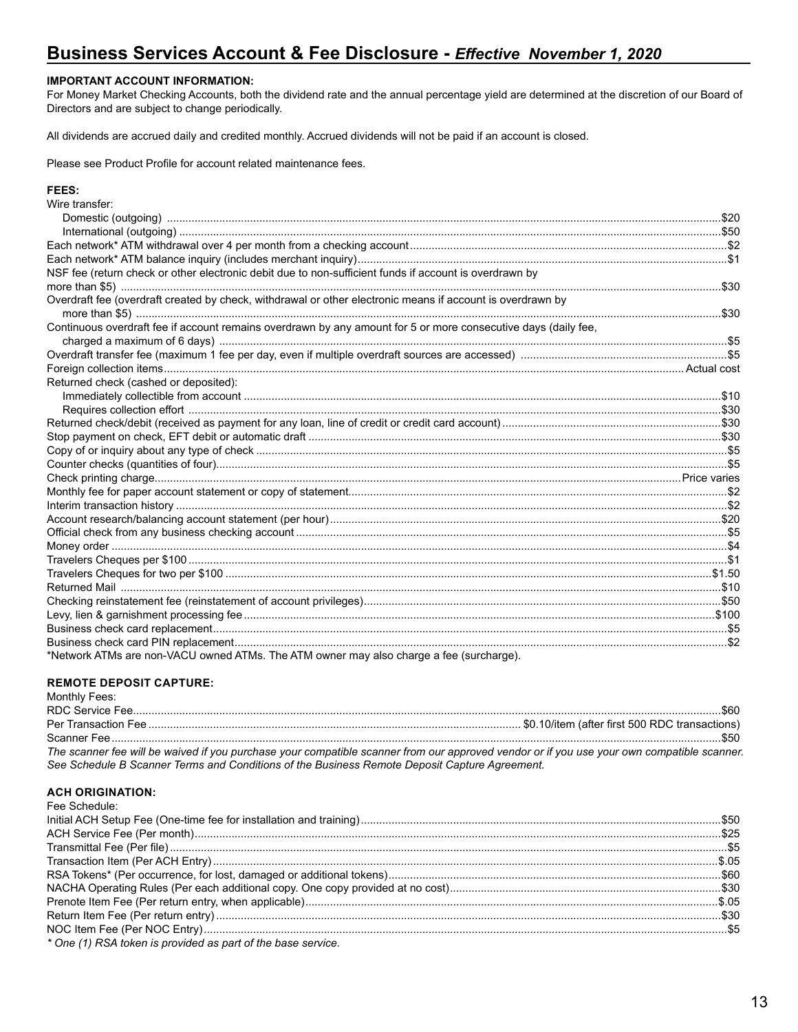# Business Services Account & Fee Disclosure - *Effective November 1, 2020*

**IMPORTANT ACCOUNT INFORMATION:**

For Money Market Checking Accounts, both the dividend rate and the annual percentage yield are determined at the discretion of our Board of Directors and are subject to change periodically.

All dividends are accrued daily and credited monthly. Accrued dividends will not be paid if an account is closed.

Please see Product Profile for account related maintenance fees.

**FEES:**

| Fee | Amount |
|---|---|
| Wire transfer: | |
| Domestic (outgoing) | $20 |
| International (outgoing) | $50 |
| Each network* ATM withdrawal over 4 per month from a checking account | $2 |
| Each network* ATM balance inquiry (includes merchant inquiry) | $1 |
| NSF fee (return check or other electronic debit due to non-sufficient funds if account is overdrawn by more than $5) | $30 |
| Overdraft fee (overdraft created by check, withdrawal or other electronic means if account is overdrawn by more than $5) | $30 |
| Continuous overdraft fee if account remains overdrawn by any amount for 5 or more consecutive days (daily fee, charged a maximum of 6 days) | $5 |
| Overdraft transfer fee (maximum 1 fee per day, even if multiple overdraft sources are accessed) | $5 |
| Foreign collection items | Actual cost |
| Returned check (cashed or deposited): | |
| Immediately collectible from account | $10 |
| Requires collection effort | $30 |
| Returned check/debit (received as payment for any loan, line of credit or credit card account) | $30 |
| Stop payment on check, EFT debit or automatic draft | $30 |
| Copy of or inquiry about any type of check | $5 |
| Counter checks (quantities of four) | $5 |
| Check printing charge | Price varies |
| Monthly fee for paper account statement or copy of statement | $2 |
| Interim transaction history | $2 |
| Account research/balancing account statement (per hour) | $20 |
| Official check from any business checking account | $5 |
| Money order | $4 |
| Travelers Cheques per $100 | $1 |
| Travelers Cheques for two per $100 | $1.50 |
| Returned Mail | $10 |
| Checking reinstatement fee (reinstatement of account privileges) | $50 |
| Levy, lien & garnishment processing fee | $100 |
| Business check card replacement | $5 |
| Business check card PIN replacement | $2 |

*Network ATMs are non-VACU owned ATMs. The ATM owner may also charge a fee (surcharge).

**REMOTE DEPOSIT CAPTURE:**

| Monthly Fees: | |
|---|---|
| RDC Service Fee | $60 |
| Per Transaction Fee | $0.10/item (after first 500 RDC transactions) |
| Scanner Fee | $50 |

*The scanner fee will be waived if you purchase your compatible scanner from our approved vendor or if you use your own compatible scanner. See Schedule B Scanner Terms and Conditions of the Business Remote Deposit Capture Agreement.*

**ACH ORIGINATION:**

| Fee Schedule: | |
|---|---|
| Initial ACH Setup Fee (One-time fee for installation and training) | $50 |
| ACH Service Fee (Per month) | $25 |
| Transmittal Fee (Per file) | $5 |
| Transaction Item (Per ACH Entry) | $.05 |
| RSA Tokens* (Per occurrence, for lost, damaged or additional tokens) | $60 |
| NACHA Operating Rules (Per each additional copy. One copy provided at no cost) | $30 |
| Prenote Item Fee (Per return entry, when applicable) | $.05 |
| Return Item Fee (Per return entry) | $30 |
| NOC Item Fee (Per NOC Entry) | $5 |

*\* One (1) RSA token is provided as part of the base service.*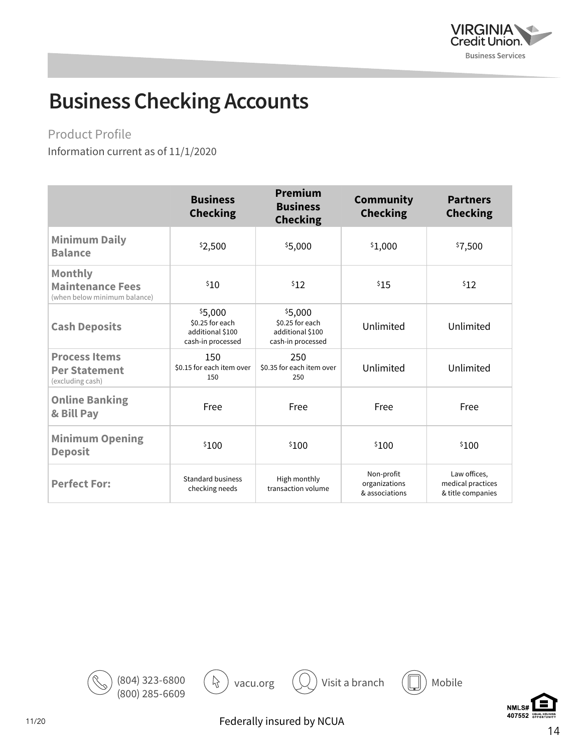# Business Checking Accounts

Product Profile

Information current as of 11/1/2020

| | Business Checking | Premium Business Checking | Community Checking | Partners Checking |
|---|---|---|---|---|
| **Minimum Daily Balance** | $2,500 | $5,000 | $1,000 | $7,500 |
| **Monthly Maintenance Fees** (when below minimum balance) | $10 | $12 | $15 | $12 |
| **Cash Deposits** | $5,000<br>$0.25 for each additional $100 cash-in processed | $5,000<br>$0.25 for each additional $100 cash-in processed | Unlimited | Unlimited |
| **Process Items Per Statement** (excluding cash) | 150<br>$0.15 for each item over 150 | 250<br>$0.35 for each item over 250 | Unlimited | Unlimited |
| **Online Banking & Bill Pay** | Free | Free | Free | Free |
| **Minimum Opening Deposit** | $100 | $100 | $100 | $100 |
| **Perfect For:** | Standard business checking needs | High monthly transaction volume | Non-profit organizations & associations | Law offices, medical practices & title companies |

(804) 323-6800
(800) 285-6609

vacu.org

Visit a branch

Mobile

Federally insured by NCUA

NMLS# 407552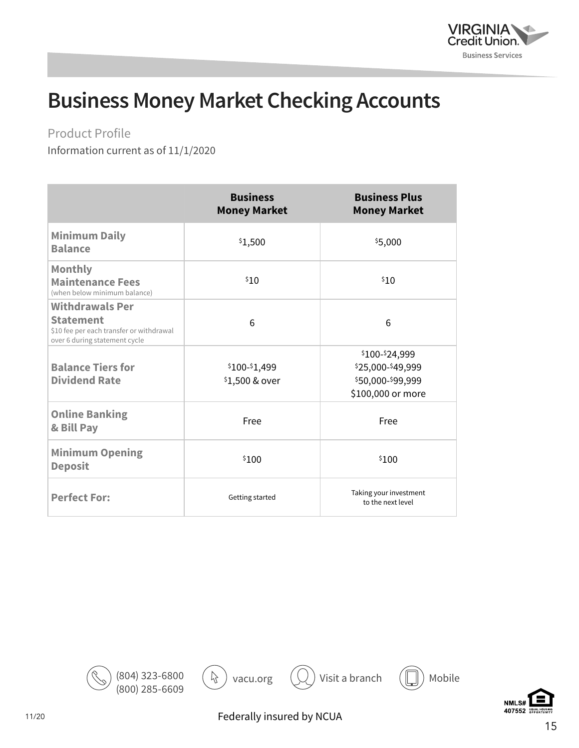# Business Money Market Checking Accounts

Product Profile

Information current as of 11/1/2020

| | Business Money Market | Business Plus Money Market |
|---|---|---|
| **Minimum Daily Balance** | $1,500 | $5,000 |
| **Monthly Maintenance Fees** (when below minimum balance) | $10 | $10 |
| **Withdrawals Per Statement** $10 fee per each transfer or withdrawal over 6 during statement cycle | 6 | 6 |
| **Balance Tiers for Dividend Rate** | $100-$1,499<br>$1,500 & over | $100-$24,999<br>$25,000-$49,999<br>$50,000-$99,999<br>$100,000 or more |
| **Online Banking & Bill Pay** | Free | Free |
| **Minimum Opening Deposit** | $100 | $100 |
| **Perfect For:** | Getting started | Taking your investment to the next level |

(804) 323-6800
(800) 285-6609

vacu.org

Visit a branch

Mobile

Federally insured by NCUA

NMLS# 407552